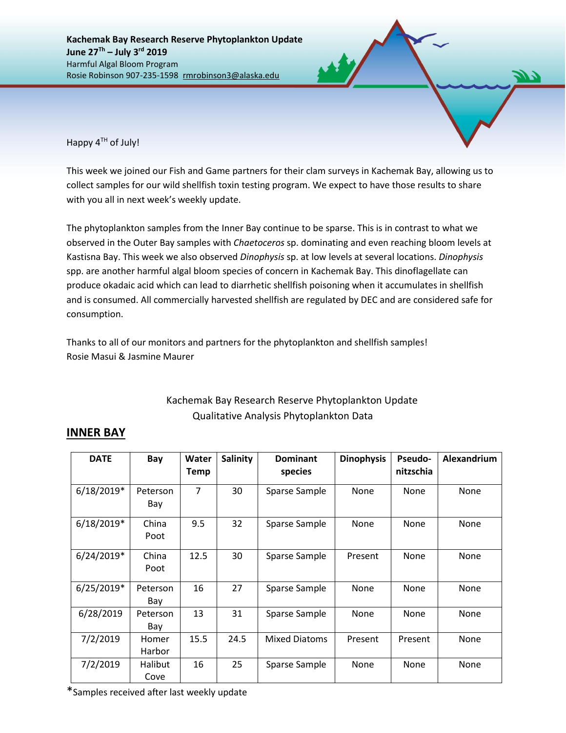**Kachemak Bay Research Reserve Phytoplankton Update**
**June 27$^{Th}$ – July 3$^{rd}$ 2019**
Harmful Algal Bloom Program
Rosie Robinson 907-235-1598 rmrobinson3@alaska.edu

Happy 4$^{TH}$ of July!

This week we joined our Fish and Game partners for their clam surveys in Kachemak Bay, allowing us to collect samples for our wild shellfish toxin testing program. We expect to have those results to share with you all in next week's weekly update.

The phytoplankton samples from the Inner Bay continue to be sparse. This is in contrast to what we observed in the Outer Bay samples with *Chaetoceros* sp. dominating and even reaching bloom levels at Kastisna Bay. This week we also observed *Dinophysis* sp. at low levels at several locations. *Dinophysis* spp. are another harmful algal bloom species of concern in Kachemak Bay. This dinoflagellate can produce okadaic acid which can lead to diarrhetic shellfish poisoning when it accumulates in shellfish and is consumed. All commercially harvested shellfish are regulated by DEC and are considered safe for consumption.

Thanks to all of our monitors and partners for the phytoplankton and shellfish samples!
Rosie Masui & Jasmine Maurer

Kachemak Bay Research Reserve Phytoplankton Update
Qualitative Analysis Phytoplankton Data

## INNER BAY

| DATE | Bay | Water Temp | Salinity | Dominant species | Dinophysis | Pseudo-nitzschia | Alexandrium |
|---|---|---|---|---|---|---|---|
| 6/18/2019* | Peterson Bay | 7 | 30 | Sparse Sample | None | None | None |
| 6/18/2019* | China Poot | 9.5 | 32 | Sparse Sample | None | None | None |
| 6/24/2019* | China Poot | 12.5 | 30 | Sparse Sample | Present | None | None |
| 6/25/2019* | Peterson Bay | 16 | 27 | Sparse Sample | None | None | None |
| 6/28/2019 | Peterson Bay | 13 | 31 | Sparse Sample | None | None | None |
| 7/2/2019 | Homer Harbor | 15.5 | 24.5 | Mixed Diatoms | Present | Present | None |
| 7/2/2019 | Halibut Cove | 16 | 25 | Sparse Sample | None | None | None |

*Samples received after last weekly update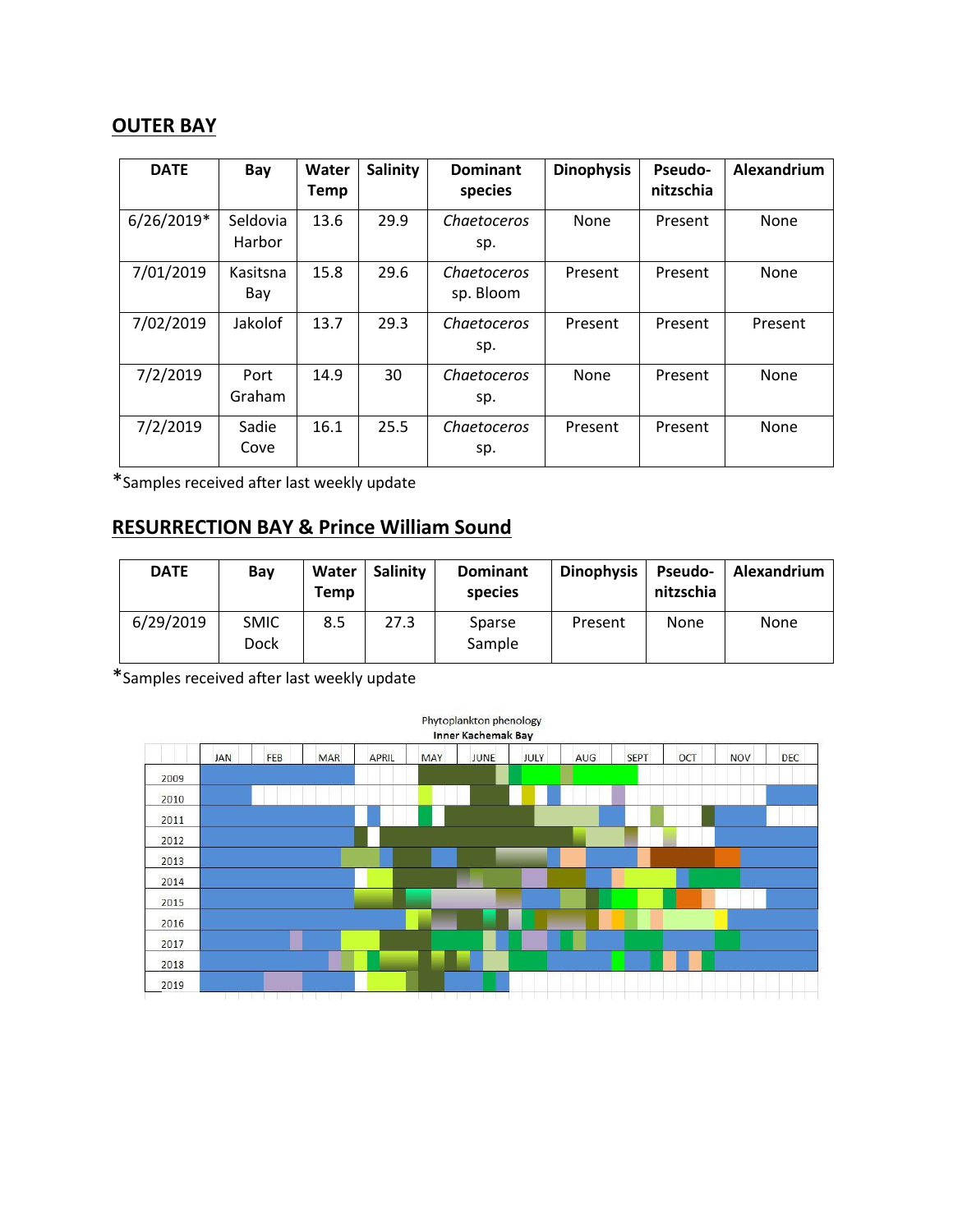## OUTER BAY

| DATE | Bay | Water Temp | Salinity | Dominant species | Dinophysis | Pseudo-nitzschia | Alexandrium |
|---|---|---|---|---|---|---|---|
| 6/26/2019* | Seldovia Harbor | 13.6 | 29.9 | *Chaetoceros* sp. | None | Present | None |
| 7/01/2019 | Kasitsna Bay | 15.8 | 29.6 | *Chaetoceros* sp. Bloom | Present | Present | None |
| 7/02/2019 | Jakolof | 13.7 | 29.3 | *Chaetoceros* sp. | Present | Present | Present |
| 7/2/2019 | Port Graham | 14.9 | 30 | *Chaetoceros* sp. | None | Present | None |
| 7/2/2019 | Sadie Cove | 16.1 | 25.5 | *Chaetoceros* sp. | Present | Present | None |

*Samples received after last weekly update

## RESURRECTION BAY & Prince William Sound

| DATE | Bay | Water Temp | Salinity | Dominant species | Dinophysis | Pseudo-nitzschia | Alexandrium |
|---|---|---|---|---|---|---|---|
| 6/29/2019 | SMIC Dock | 8.5 | 27.3 | Sparse Sample | Present | None | None |

*Samples received after last weekly update

Phytoplankton phenology
Inner Kachemak Bay

| | JAN | FEB | MAR | APRIL | MAY | JUNE | JULY | AUG | SEPT | OCT | NOV | DEC |
|---|---|---|---|---|---|---|---|---|---|---|---|---|
| 2009 | | | | | | | | | | | | |
| 2010 | | | | | | | | | | | | |
| 2011 | | | | | | | | | | | | |
| 2012 | | | | | | | | | | | | |
| 2013 | | | | | | | | | | | | |
| 2014 | | | | | | | | | | | | |
| 2015 | | | | | | | | | | | | |
| 2016 | | | | | | | | | | | | |
| 2017 | | | | | | | | | | | | |
| 2018 | | | | | | | | | | | | |
| 2019 | | | | | | | | | | | | |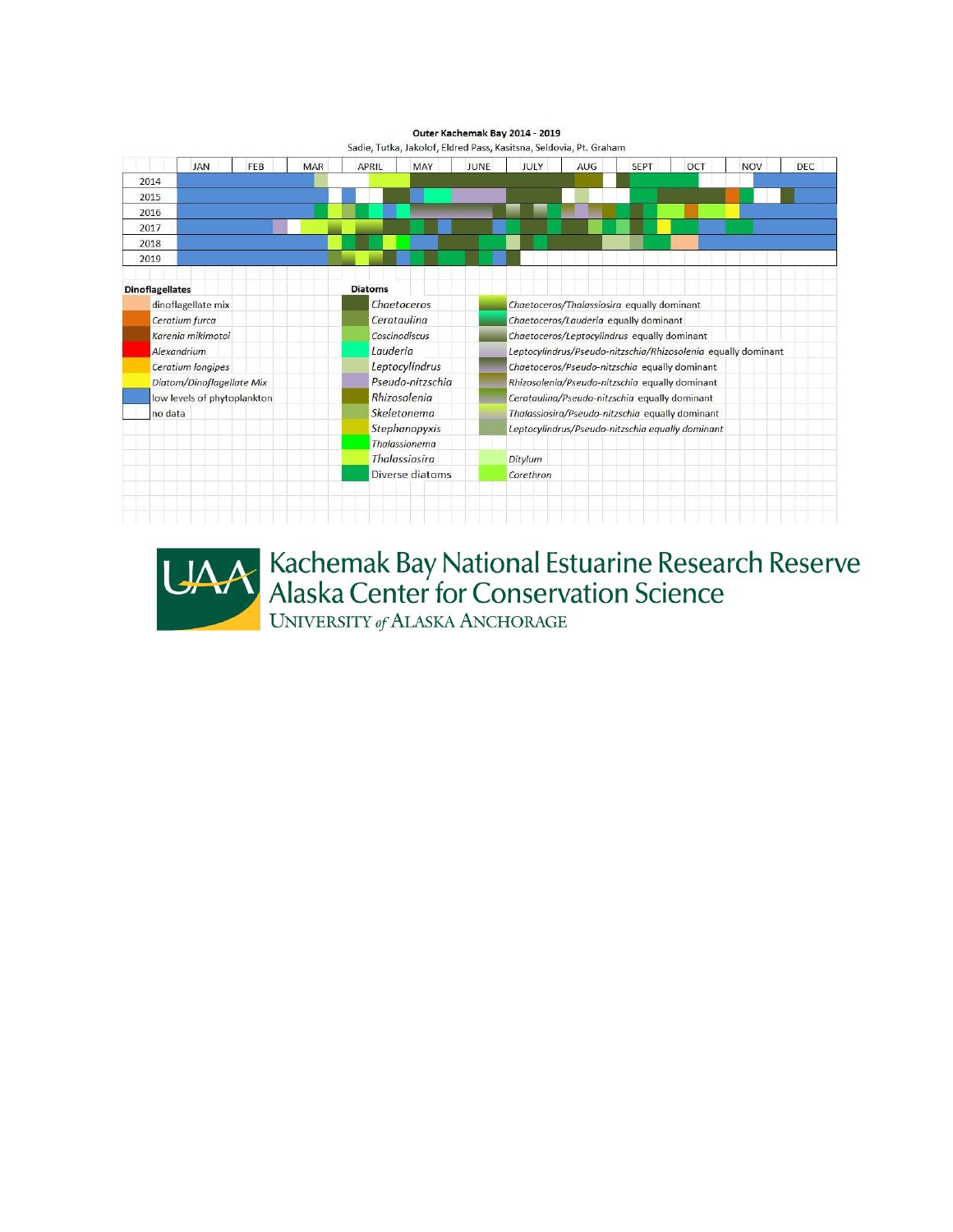Outer Kachemak Bay 2014 - 2019

Sadie, Tutka, Jakolof, Eldred Pass, Kasitsna, Seldovia, Pt. Graham

JAN FEB MAR APRIL MAY JUNE JULY AUG SEPT OCT NOV DEC

2014

2015

2016

2017

2018

2019

**Dinoflagellates**

dinoflagellate mix

*Ceratium furca*

*Karenia mikimotoi*

*Alexandrium*

*Ceratium longipes*

*Diatom/Dinoflagellate Mix*

low levels of phytoplankton

no data

**Diatoms**

*Chaetoceros*

*Cerataulina*

*Coscinodiscus*

*Lauderia*

*Leptocylindrus*

*Pseudo-nitzschia*

*Rhizosolenia*

*Skeletonema*

*Stephanopyxis*

*Thalassionema*

*Thalassiosira*

Diverse diatoms

*Chaetoceros/Thalassiosira* equally dominant

*Chaetoceros/Lauderia* equally dominant

*Chaetoceros/Leptocylindrus* equally dominant

*Leptocylindrus/Pseudo-nitzschia/Rhizosolenia* equally dominant

*Chaetoceros/Pseudo-nitzschia* equally dominant

*Rhizosolenia/Pseudo-nitzschia* equally dominant

*Cerataulina/Pseudo-nitzschia* equally dominant

*Thalassiosira/Pseudo-nitzschia* equally dominant

*Leptocylindrus/Pseudo-nitzschia equally dominant*

*Ditylum*

*Corethron*

Kachemak Bay National Estuarine Research Reserve

Alaska Center for Conservation Science

UNIVERSITY *of* ALASKA ANCHORAGE